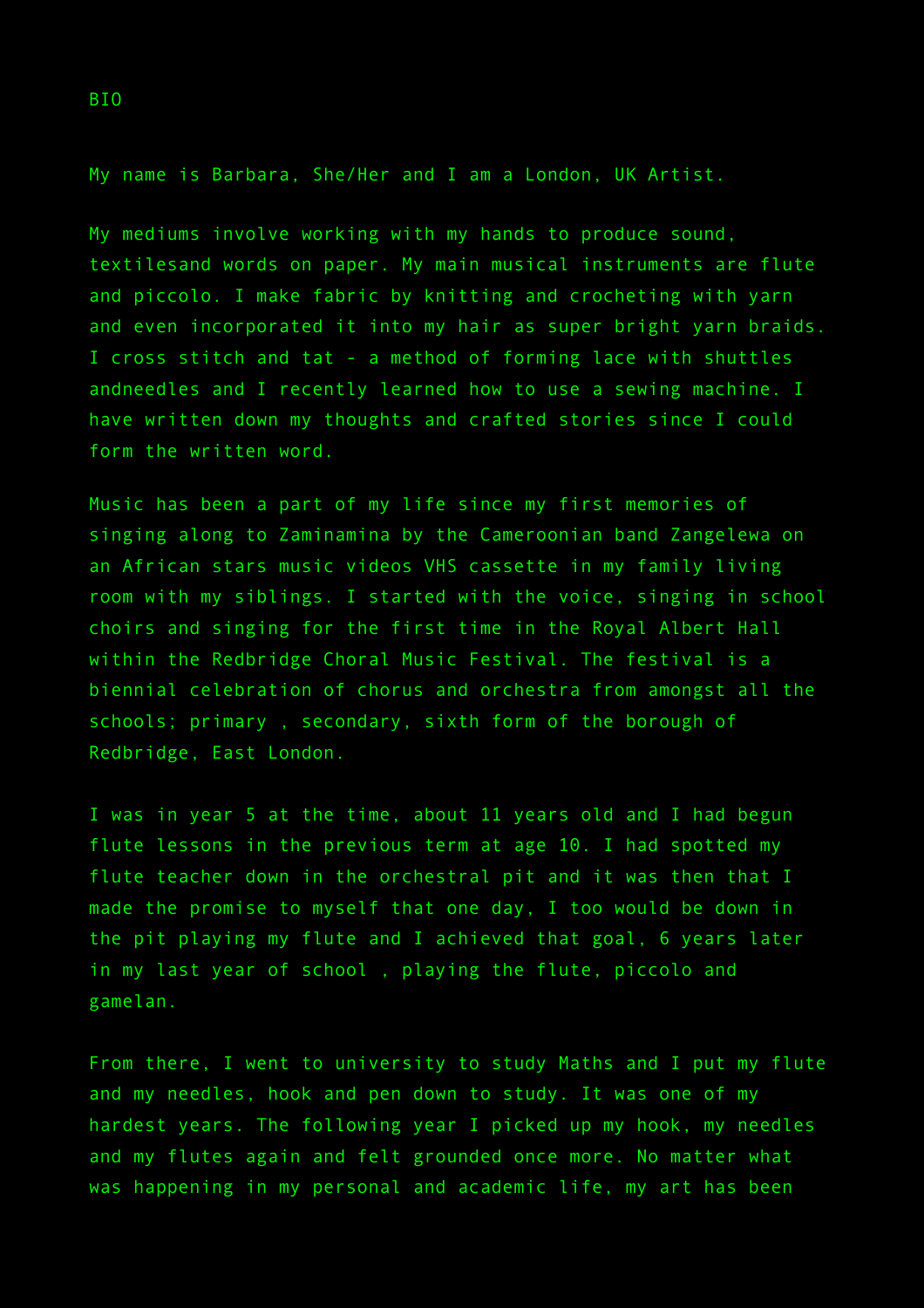# BIO

My name is Barbara, She/Her and I am a London, UK Artist.

My mediums involve working with my hands to produce sound, textilesand words on paper. My main musical instruments are flute and piccolo. I make fabric by knitting and crocheting with yarn and even incorporated it into my hair as super bright yarn braids. I cross stitch and tat - a method of forming lace with shuttles andneedles and I recently learned how to use a sewing machine. I have written down my thoughts and crafted stories since I could form the written word.

Music has been a part of my life since my first memories of singing along to Zaminamina by the Cameroonian band Zangelewa on an African stars music videos VHS cassette in my family living room with my siblings. I started with the voice, singing in school choirs and singing for the first time in the Royal Albert Hall within the Redbridge Choral Music Festival. The festival is a biennial celebration of chorus and orchestra from amongst all the schools; primary , secondary, sixth form of the borough of Redbridge, East London.

I was in year 5 at the time, about 11 years old and I had begun flute lessons in the previous term at age 10. I had spotted my flute teacher down in the orchestral pit and it was then that I made the promise to myself that one day, I too would be down in the pit playing my flute and I achieved that goal, 6 years later in my last year of school , playing the flute, piccolo and gamelan.

From there, I went to university to study Maths and I put my flute and my needles, hook and pen down to study. It was one of my hardest years. The following year I picked up my hook, my needles and my flutes again and felt grounded once more. No matter what was happening in my personal and academic life, my art has been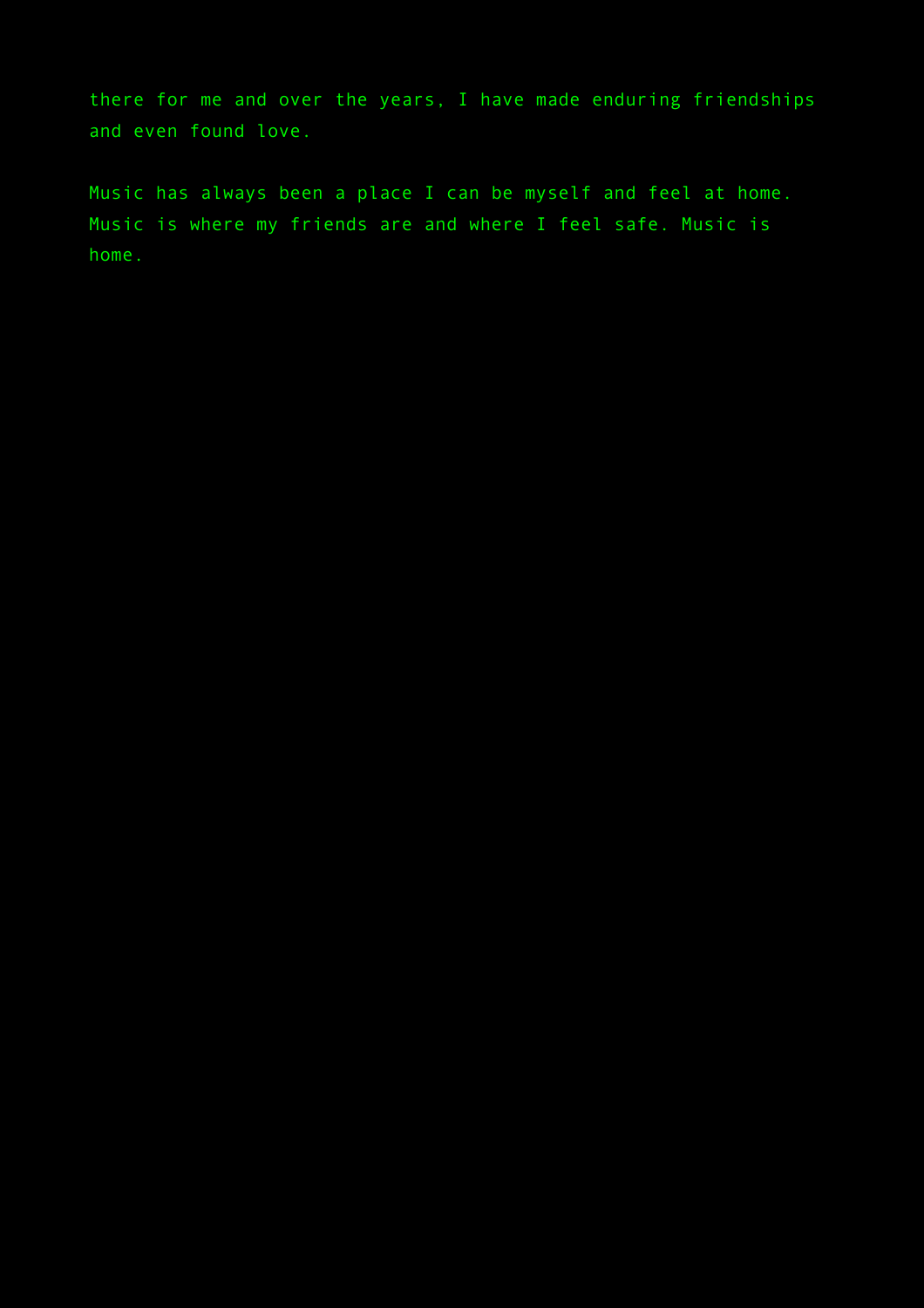there for me and over the years, I have made enduring friendships and even found love.

Music has always been a place I can be myself and feel at home. Music is where my friends are and where I feel safe. Music is home.